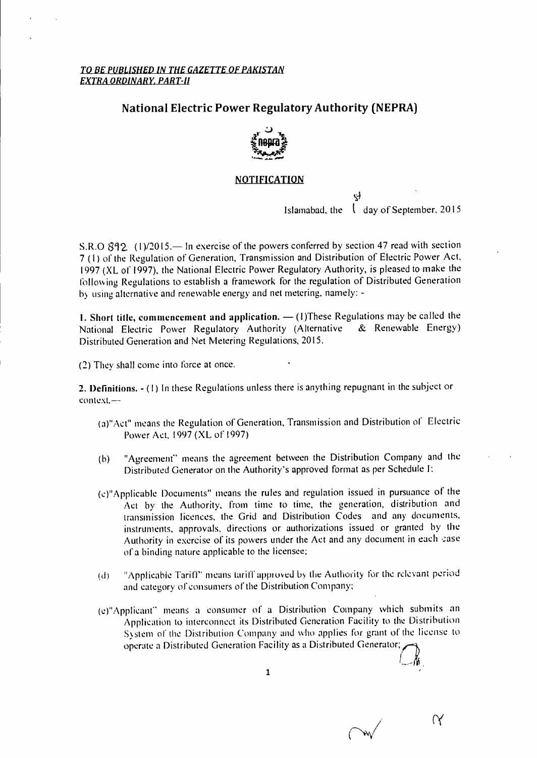*TO BE PUBLISHED IN THE GAZETTE OF PAKISTAN*
*EXTRA ORDINARY, PART-II*

## National Electric Power Regulatory Authority (NEPRA)

### NOTIFICATION

Islamabad, the 1st day of September, 2015

S.R.O 892 (I)/2015.— In exercise of the powers conferred by section 47 read with section 7 (1) of the Regulation of Generation, Transmission and Distribution of Electric Power Act, 1997 (XL of 1997), the National Electric Power Regulatory Authority, is pleased to make the following Regulations to establish a framework for the regulation of Distributed Generation by using alternative and renewable energy and net metering, namely: -

**1. Short title, commencement and application.** — (1)These Regulations may be called the National Electric Power Regulatory Authority (Alternative & Renewable Energy) Distributed Generation and Net Metering Regulations, 2015.

(2) They shall come into force at once.

**2. Definitions.** - (1) In these Regulations unless there is anything repugnant in the subject or context,—

(a)"Act" means the Regulation of Generation, Transmission and Distribution of Electric Power Act, 1997 (XL of 1997)

(b) "Agreement" means the agreement between the Distribution Company and the Distributed Generator on the Authority's approved format as per Schedule I;

(c)"Applicable Documents" means the rules and regulation issued in pursuance of the Act by the Authority, from time to time, the generation, distribution and transmission licences, the Grid and Distribution Codes and any documents, instruments, approvals, directions or authorizations issued or granted by the Authority in exercise of its powers under the Act and any document in each case of a binding nature applicable to the licensee;

(d) "Applicable Tariff" means tariff approved by the Authority for the relevant period and category of consumers of the Distribution Company;

(e)"Applicant" means a consumer of a Distribution Company which submits an Application to interconnect its Distributed Generation Facility to the Distribution System of the Distribution Company and who applies for grant of the license to operate a Distributed Generation Facility as a Distributed Generator;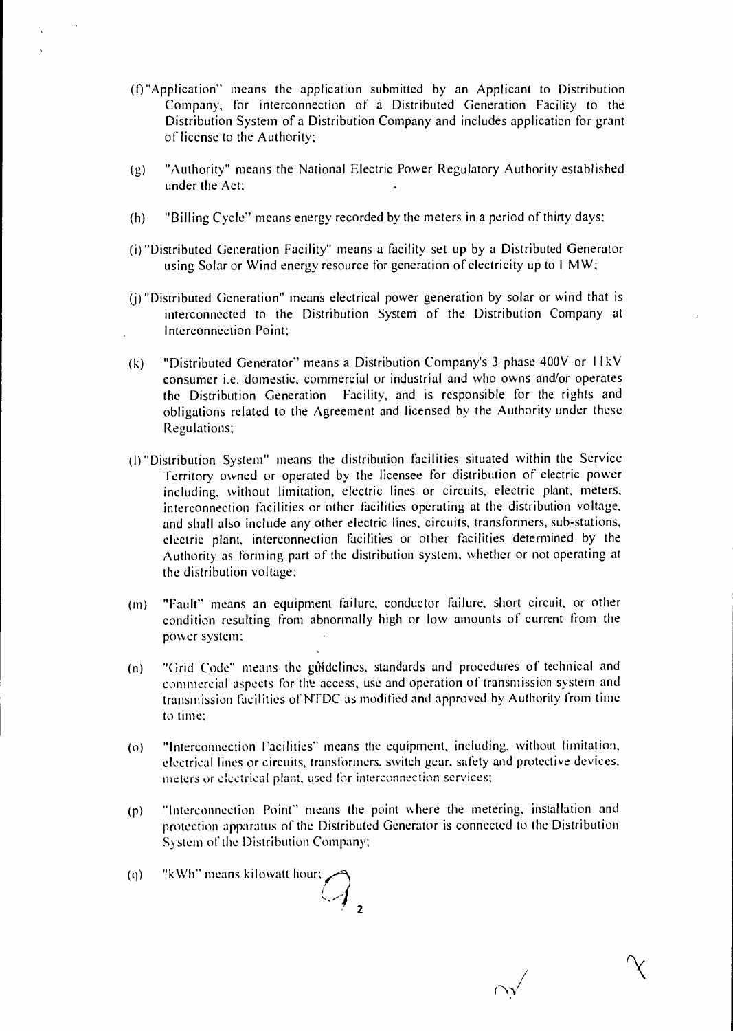(f) "Application" means the application submitted by an Applicant to Distribution Company, for interconnection of a Distributed Generation Facility to the Distribution System of a Distribution Company and includes application for grant of license to the Authority;

(g) "Authority" means the National Electric Power Regulatory Authority established under the Act;

(h) "Billing Cycle" means energy recorded by the meters in a period of thirty days;

(i) "Distributed Generation Facility" means a facility set up by a Distributed Generator using Solar or Wind energy resource for generation of electricity up to 1 MW;

(j) "Distributed Generation" means electrical power generation by solar or wind that is interconnected to the Distribution System of the Distribution Company at Interconnection Point;

(k) "Distributed Generator" means a Distribution Company's 3 phase 400V or 11kV consumer i.e. domestic, commercial or industrial and who owns and/or operates the Distribution Generation Facility, and is responsible for the rights and obligations related to the Agreement and licensed by the Authority under these Regulations;

(l) "Distribution System" means the distribution facilities situated within the Service Territory owned or operated by the licensee for distribution of electric power including, without limitation, electric lines or circuits, electric plant, meters, interconnection facilities or other facilities operating at the distribution voltage, and shall also include any other electric lines, circuits, transformers, sub-stations, electric plant, interconnection facilities or other facilities determined by the Authority as forming part of the distribution system, whether or not operating at the distribution voltage;

(m) "Fault" means an equipment failure, conductor failure, short circuit, or other condition resulting from abnormally high or low amounts of current from the power system;

(n) "Grid Code" means the guidelines, standards and procedures of technical and commercial aspects for the access, use and operation of transmission system and transmission facilities of NTDC as modified and approved by Authority from time to time;

(o) "Interconnection Facilities" means the equipment, including, without limitation, electrical lines or circuits, transformers, switch gear, safety and protective devices, meters or electrical plant, used for interconnection services;

(p) "Interconnection Point" means the point where the metering, installation and protection apparatus of the Distributed Generator is connected to the Distribution System of the Distribution Company;

(q) "kWh" means kilowatt hour;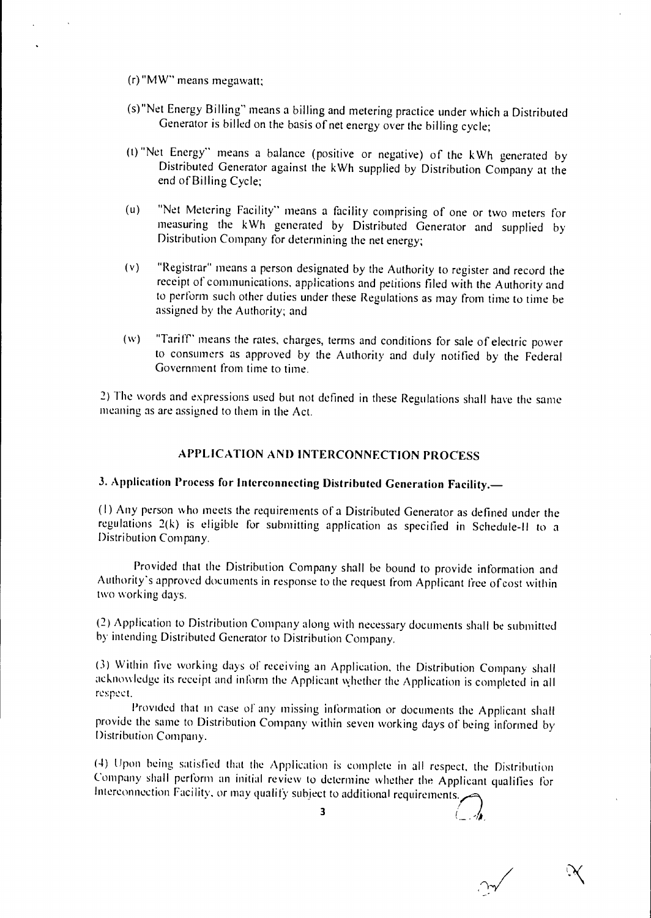(r) "MW" means megawatt;

(s) "Net Energy Billing" means a billing and metering practice under which a Distributed Generator is billed on the basis of net energy over the billing cycle;

(t) "Net Energy" means a balance (positive or negative) of the kWh generated by Distributed Generator against the kWh supplied by Distribution Company at the end of Billing Cycle;

(u) "Net Metering Facility" means a facility comprising of one or two meters for measuring the kWh generated by Distributed Generator and supplied by Distribution Company for determining the net energy;

(v) "Registrar" means a person designated by the Authority to register and record the receipt of communications, applications and petitions filed with the Authority and to perform such other duties under these Regulations as may from time to time be assigned by the Authority; and

(w) "Tariff" means the rates, charges, terms and conditions for sale of electric power to consumers as approved by the Authority and duly notified by the Federal Government from time to time.

2) The words and expressions used but not defined in these Regulations shall have the same meaning as are assigned to them in the Act.

## APPLICATION AND INTERCONNECTION PROCESS

### 3. Application Process for Interconnecting Distributed Generation Facility.—

(1) Any person who meets the requirements of a Distributed Generator as defined under the regulations 2(k) is eligible for submitting application as specified in Schedule-II to a Distribution Company.

Provided that the Distribution Company shall be bound to provide information and Authority's approved documents in response to the request from Applicant free of cost within two working days.

(2) Application to Distribution Company along with necessary documents shall be submitted by intending Distributed Generator to Distribution Company.

(3) Within five working days of receiving an Application, the Distribution Company shall acknowledge its receipt and inform the Applicant whether the Application is completed in all respect.

Provided that in case of any missing information or documents the Applicant shall provide the same to Distribution Company within seven working days of being informed by Distribution Company.

(4) Upon being satisfied that the Application is complete in all respect, the Distribution Company shall perform an initial review to determine whether the Applicant qualifies for Interconnection Facility, or may qualify subject to additional requirements.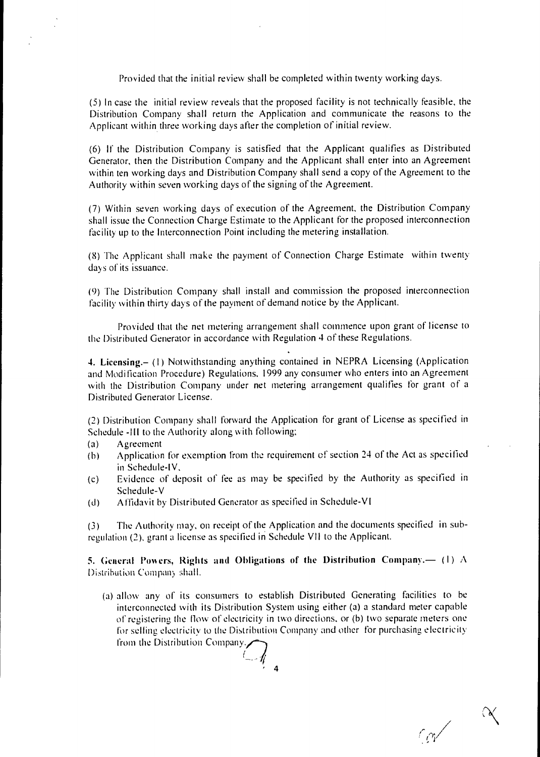Provided that the initial review shall be completed within twenty working days.

(5) In case the initial review reveals that the proposed facility is not technically feasible, the Distribution Company shall return the Application and communicate the reasons to the Applicant within three working days after the completion of initial review.

(6) If the Distribution Company is satisfied that the Applicant qualifies as Distributed Generator, then the Distribution Company and the Applicant shall enter into an Agreement within ten working days and Distribution Company shall send a copy of the Agreement to the Authority within seven working days of the signing of the Agreement.

(7) Within seven working days of execution of the Agreement, the Distribution Company shall issue the Connection Charge Estimate to the Applicant for the proposed interconnection facility up to the Interconnection Point including the metering installation.

(8) The Applicant shall make the payment of Connection Charge Estimate within twenty days of its issuance.

(9) The Distribution Company shall install and commission the proposed interconnection facility within thirty days of the payment of demand notice by the Applicant.

Provided that the net metering arrangement shall commence upon grant of license to the Distributed Generator in accordance with Regulation 4 of these Regulations.

**4. Licensing.–** (1) Notwithstanding anything contained in NEPRA Licensing (Application and Modification Procedure) Regulations, 1999 any consumer who enters into an Agreement with the Distribution Company under net metering arrangement qualifies for grant of a Distributed Generator License.

(2) Distribution Company shall forward the Application for grant of License as specified in Schedule -III to the Authority along with following;

(a) Agreement

(b) Application for exemption from the requirement of section 24 of the Act as specified in Schedule-IV,

(c) Evidence of deposit of fee as may be specified by the Authority as specified in Schedule-V

(d) Affidavit by Distributed Generator as specified in Schedule-VI

(3) The Authority may, on receipt of the Application and the documents specified in sub-regulation (2), grant a license as specified in Schedule VII to the Applicant.

**5. General Powers, Rights and Obligations of the Distribution Company.—** (1) A Distribution Company shall,

(a) allow any of its consumers to establish Distributed Generating facilities to be interconnected with its Distribution System using either (a) a standard meter capable of registering the flow of electricity in two directions, or (b) two separate meters one for selling electricity to the Distribution Company and other for purchasing electricity from the Distribution Company.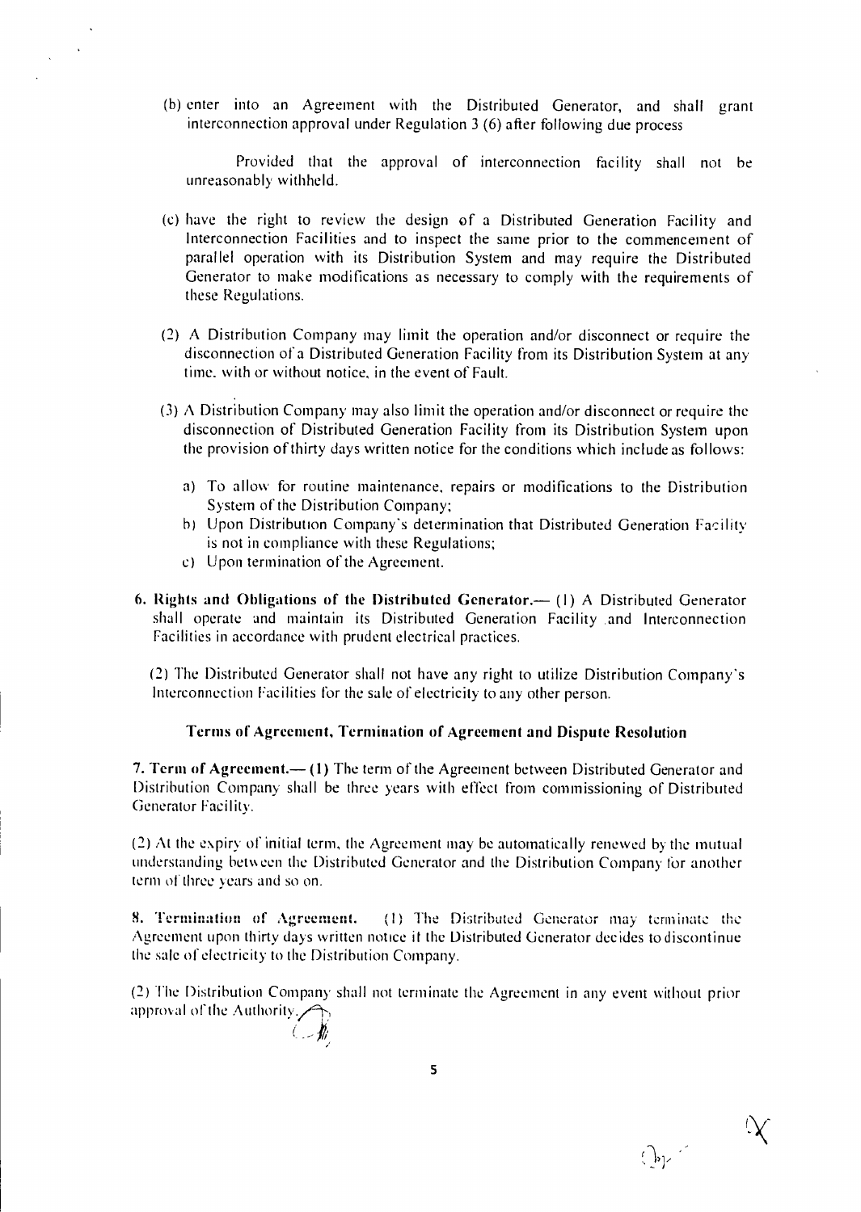(b) enter into an Agreement with the Distributed Generator, and shall grant interconnection approval under Regulation 3 (6) after following due process

Provided that the approval of interconnection facility shall not be unreasonably withheld.

(c) have the right to review the design of a Distributed Generation Facility and Interconnection Facilities and to inspect the same prior to the commencement of parallel operation with its Distribution System and may require the Distributed Generator to make modifications as necessary to comply with the requirements of these Regulations.

(2) A Distribution Company may limit the operation and/or disconnect or require the disconnection of a Distributed Generation Facility from its Distribution System at any time, with or without notice, in the event of Fault.

(3) A Distribution Company may also limit the operation and/or disconnect or require the disconnection of Distributed Generation Facility from its Distribution System upon the provision of thirty days written notice for the conditions which include as follows:

a) To allow for routine maintenance, repairs or modifications to the Distribution System of the Distribution Company;
b) Upon Distribution Company's determination that Distributed Generation Facility is not in compliance with these Regulations;
c) Upon termination of the Agreement.

**6. Rights and Obligations of the Distributed Generator.**— (1) A Distributed Generator shall operate and maintain its Distributed Generation Facility and Interconnection Facilities in accordance with prudent electrical practices.

(2) The Distributed Generator shall not have any right to utilize Distribution Company's Interconnection Facilities for the sale of electricity to any other person.

### Terms of Agreement, Termination of Agreement and Dispute Resolution

**7. Term of Agreement.— (1)** The term of the Agreement between Distributed Generator and Distribution Company shall be three years with effect from commissioning of Distributed Generator Facility.

(2) At the expiry of initial term, the Agreement may be automatically renewed by the mutual understanding between the Distributed Generator and the Distribution Company for another term of three years and so on.

**8. Termination of Agreement.** (1) The Distributed Generator may terminate the Agreement upon thirty days written notice if the Distributed Generator decides to discontinue the sale of electricity to the Distribution Company.

(2) The Distribution Company shall not terminate the Agreement in any event without prior approval of the Authority.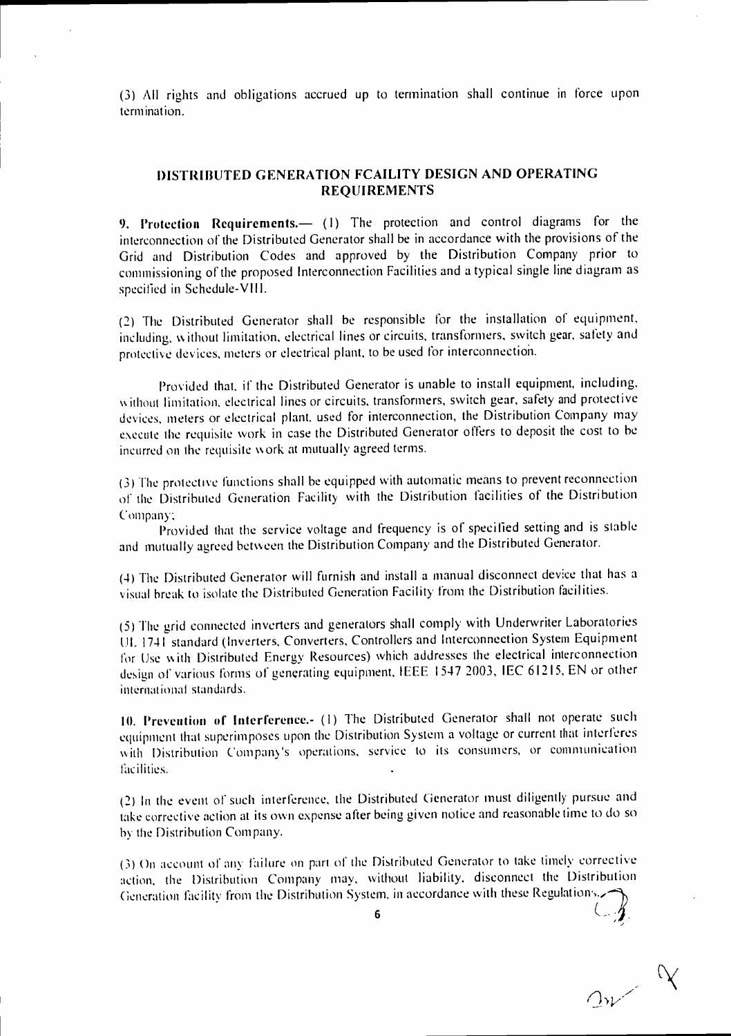(3) All rights and obligations accrued up to termination shall continue in force upon termination.

## DISTRIBUTED GENERATION FCAILITY DESIGN AND OPERATING REQUIREMENTS

**9. Protection Requirements.—** (1) The protection and control diagrams for the interconnection of the Distributed Generator shall be in accordance with the provisions of the Grid and Distribution Codes and approved by the Distribution Company prior to commissioning of the proposed Interconnection Facilities and a typical single line diagram as specified in Schedule-VIII.

(2) The Distributed Generator shall be responsible for the installation of equipment, including, without limitation, electrical lines or circuits, transformers, switch gear, safety and protective devices, meters or electrical plant, to be used for interconnection.

Provided that, if the Distributed Generator is unable to install equipment, including, without limitation, electrical lines or circuits, transformers, switch gear, safety and protective devices, meters or electrical plant, used for interconnection, the Distribution Company may execute the requisite work in case the Distributed Generator offers to deposit the cost to be incurred on the requisite work at mutually agreed terms.

(3) The protective functions shall be equipped with automatic means to prevent reconnection of the Distributed Generation Facility with the Distribution facilities of the Distribution Company;

Provided that the service voltage and frequency is of specified setting and is stable and mutually agreed between the Distribution Company and the Distributed Generator.

(4) The Distributed Generator will furnish and install a manual disconnect device that has a visual break to isolate the Distributed Generation Facility from the Distribution facilities.

(5) The grid connected inverters and generators shall comply with Underwriter Laboratories UL 1741 standard (Inverters, Converters, Controllers and Interconnection System Equipment for Use with Distributed Energy Resources) which addresses the electrical interconnection design of various forms of generating equipment, IEEE 1547 2003, IEC 61215, EN or other international standards.

**10. Prevention of Interference.-** (1) The Distributed Generator shall not operate such equipment that superimposes upon the Distribution System a voltage or current that interferes with Distribution Company's operations, service to its consumers, or communication facilities.

(2) In the event of such interference, the Distributed Generator must diligently pursue and take corrective action at its own expense after being given notice and reasonable time to do so by the Distribution Company.

(3) On account of any failure on part of the Distributed Generator to take timely corrective action, the Distribution Company may, without liability, disconnect the Distribution Generation facility from the Distribution System, in accordance with these Regulations.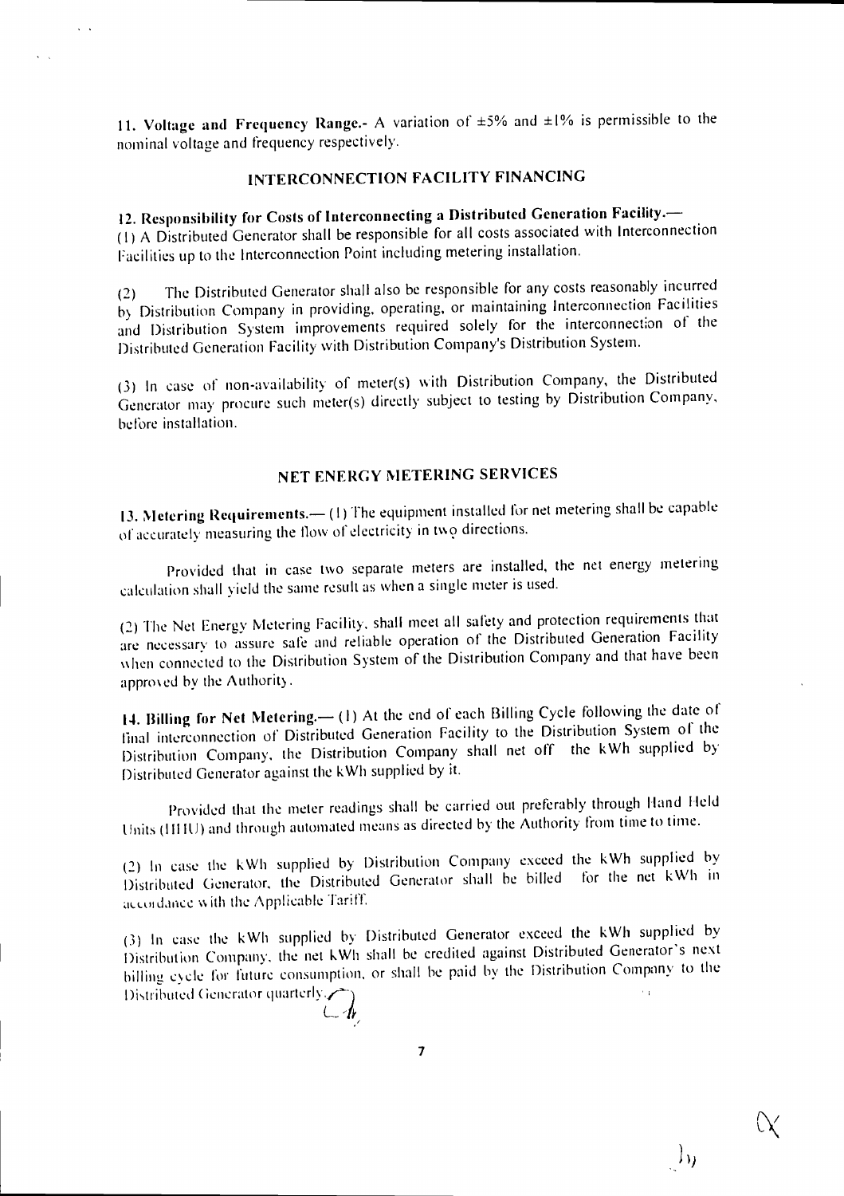**11. Voltage and Frequency Range.-** A variation of ±5% and ±1% is permissible to the nominal voltage and frequency respectively.

## INTERCONNECTION FACILITY FINANCING

**12. Responsibility for Costs of Interconnecting a Distributed Generation Facility.—**
(1) A Distributed Generator shall be responsible for all costs associated with Interconnection Facilities up to the Interconnection Point including metering installation.

(2) The Distributed Generator shall also be responsible for any costs reasonably incurred by Distribution Company in providing, operating, or maintaining Interconnection Facilities and Distribution System improvements required solely for the interconnection of the Distributed Generation Facility with Distribution Company's Distribution System.

(3) In case of non-availability of meter(s) with Distribution Company, the Distributed Generator may procure such meter(s) directly subject to testing by Distribution Company, before installation.

## NET ENERGY METERING SERVICES

**13. Metering Requirements.—** (1) The equipment installed for net metering shall be capable of accurately measuring the flow of electricity in two directions.

Provided that in case two separate meters are installed, the net energy metering calculation shall yield the same result as when a single meter is used.

(2) The Net Energy Metering Facility, shall meet all safety and protection requirements that are necessary to assure safe and reliable operation of the Distributed Generation Facility when connected to the Distribution System of the Distribution Company and that have been approved by the Authority.

**14. Billing for Net Metering.—** (1) At the end of each Billing Cycle following the date of final interconnection of Distributed Generation Facility to the Distribution System of the Distribution Company, the Distribution Company shall net off the kWh supplied by Distributed Generator against the kWh supplied by it.

Provided that the meter readings shall be carried out preferably through Hand Held Units (HHU) and through automated means as directed by the Authority from time to time.

(2) In case the kWh supplied by Distribution Company exceed the kWh supplied by Distributed Generator, the Distributed Generator shall be billed for the net kWh in accordance with the Applicable Tariff.

(3) In case the kWh supplied by Distributed Generator exceed the kWh supplied by Distribution Company, the net kWh shall be credited against Distributed Generator's next billing cycle for future consumption, or shall be paid by the Distribution Company to the Distributed Generator quarterly.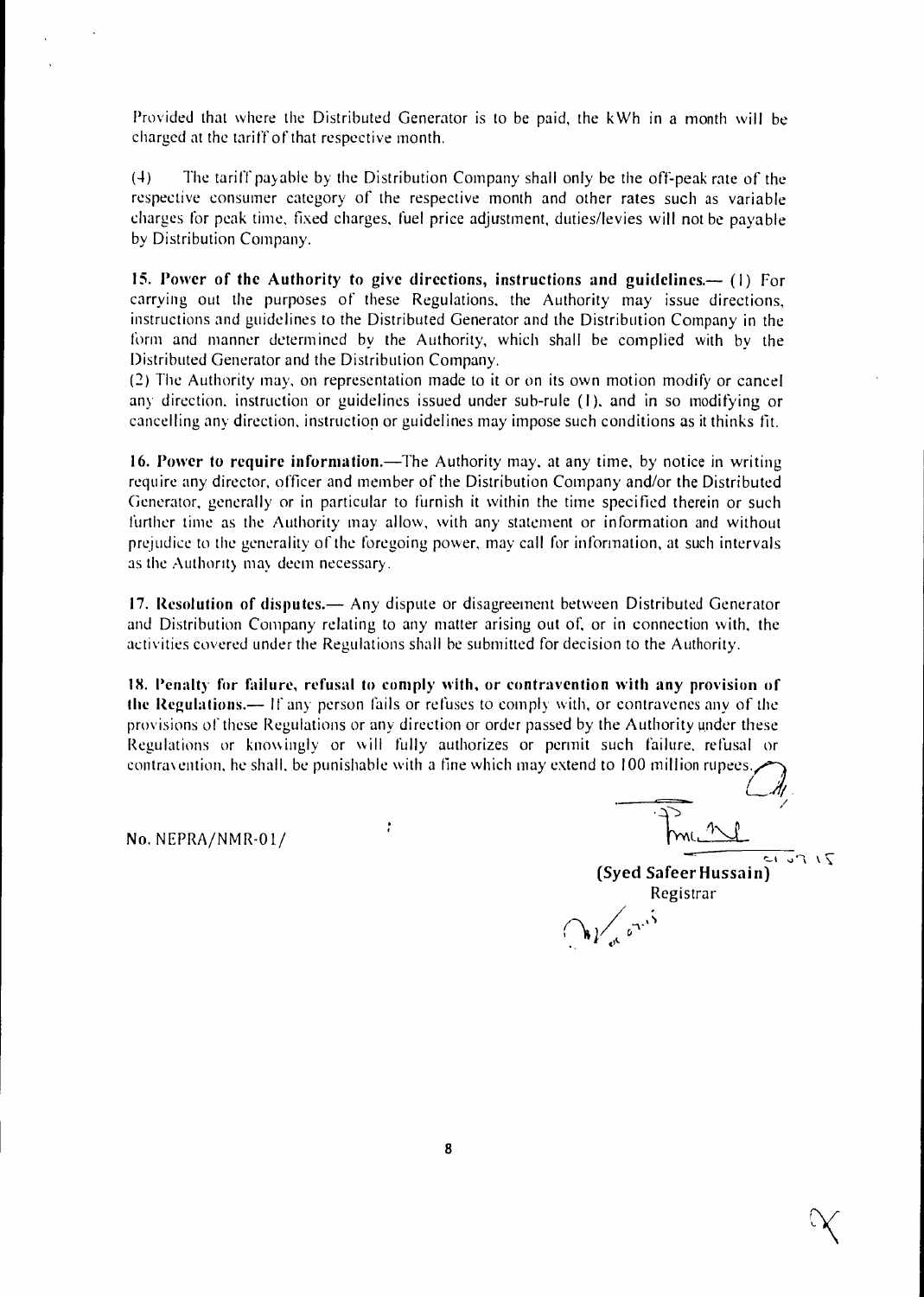Provided that where the Distributed Generator is to be paid, the kWh in a month will be charged at the tariff of that respective month.

(4) The tariff payable by the Distribution Company shall only be the off-peak rate of the respective consumer category of the respective month and other rates such as variable charges for peak time, fixed charges, fuel price adjustment, duties/levies will not be payable by Distribution Company.

**15. Power of the Authority to give directions, instructions and guidelines.**— (1) For carrying out the purposes of these Regulations, the Authority may issue directions, instructions and guidelines to the Distributed Generator and the Distribution Company in the form and manner determined by the Authority, which shall be complied with by the Distributed Generator and the Distribution Company.

(2) The Authority may, on representation made to it or on its own motion modify or cancel any direction, instruction or guidelines issued under sub-rule (1), and in so modifying or cancelling any direction, instruction or guidelines may impose such conditions as it thinks fit.

**16. Power to require information.**—The Authority may, at any time, by notice in writing require any director, officer and member of the Distribution Company and/or the Distributed Generator, generally or in particular to furnish it within the time specified therein or such further time as the Authority may allow, with any statement or information and without prejudice to the generality of the foregoing power, may call for information, at such intervals as the Authority may deem necessary.

**17. Resolution of disputes.**— Any dispute or disagreement between Distributed Generator and Distribution Company relating to any matter arising out of, or in connection with, the activities covered under the Regulations shall be submitted for decision to the Authority.

**18. Penalty for failure, refusal to comply with, or contravention with any provision of the Regulations.**— If any person fails or refuses to comply with, or contravenes any of the provisions of these Regulations or any direction or order passed by the Authority under these Regulations or knowingly or will fully authorizes or permit such failure, refusal or contravention, he shall, be punishable with a fine which may extend to 100 million rupees.

No. NEPRA/NMR-01/

**(Syed Safeer Hussain)**
Registrar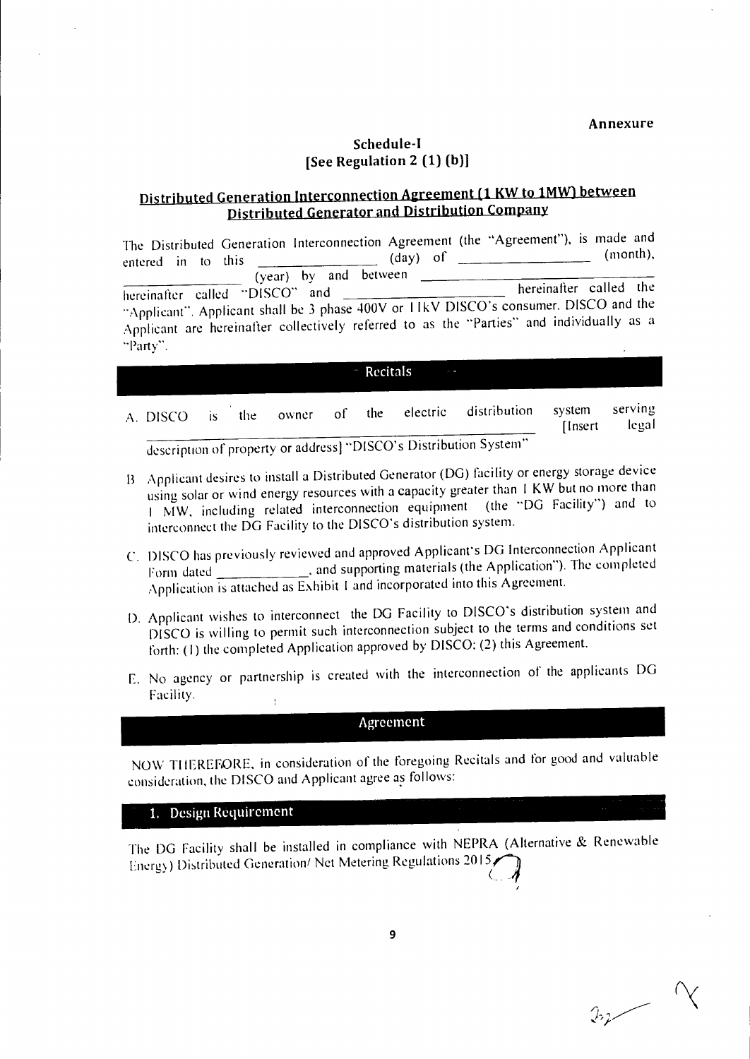**Annexure**

## Schedule-I
## [See Regulation 2 (1) (b)]

## Distributed Generation Interconnection Agreement (1 KW to 1MW) between Distributed Generator and Distribution Company

The Distributed Generation Interconnection Agreement (the "Agreement"), is made and entered in to this ____________ (day) of ____________ (month), ____________ (year) by and between ____________ hereinafter called "DISCO" and ____________ hereinafter called the "Applicant". Applicant shall be 3 phase 400V or 11kV DISCO's consumer. DISCO and the Applicant are hereinafter collectively referred to as the "Parties" and individually as a "Party".

### Recitals

A. DISCO is the owner of the electric distribution system serving ____________ [Insert legal description of property or address] "DISCO's Distribution System"

B. Applicant desires to install a Distributed Generator (DG) facility or energy storage device using solar or wind energy resources with a capacity greater than 1 KW but no more than 1 MW, including related interconnection equipment (the "DG Facility") and to interconnect the DG Facility to the DISCO's distribution system.

C. DISCO has previously reviewed and approved Applicant's DG Interconnection Applicant Form dated ____________, and supporting materials (the Application"). The completed Application is attached as Exhibit 1 and incorporated into this Agreement.

D. Applicant wishes to interconnect the DG Facility to DISCO's distribution system and DISCO is willing to permit such interconnection subject to the terms and conditions set forth: (1) the completed Application approved by DISCO; (2) this Agreement.

E. No agency or partnership is created with the interconnection of the applicants DG Facility.

### Agreement

NOW THEREFORE, in consideration of the foregoing Recitals and for good and valuable consideration, the DISCO and Applicant agree as follows:

### 1. Design Requirement

The DG Facility shall be installed in compliance with NEPRA (Alternative & Renewable Energy) Distributed Generation/ Net Metering Regulations 2015.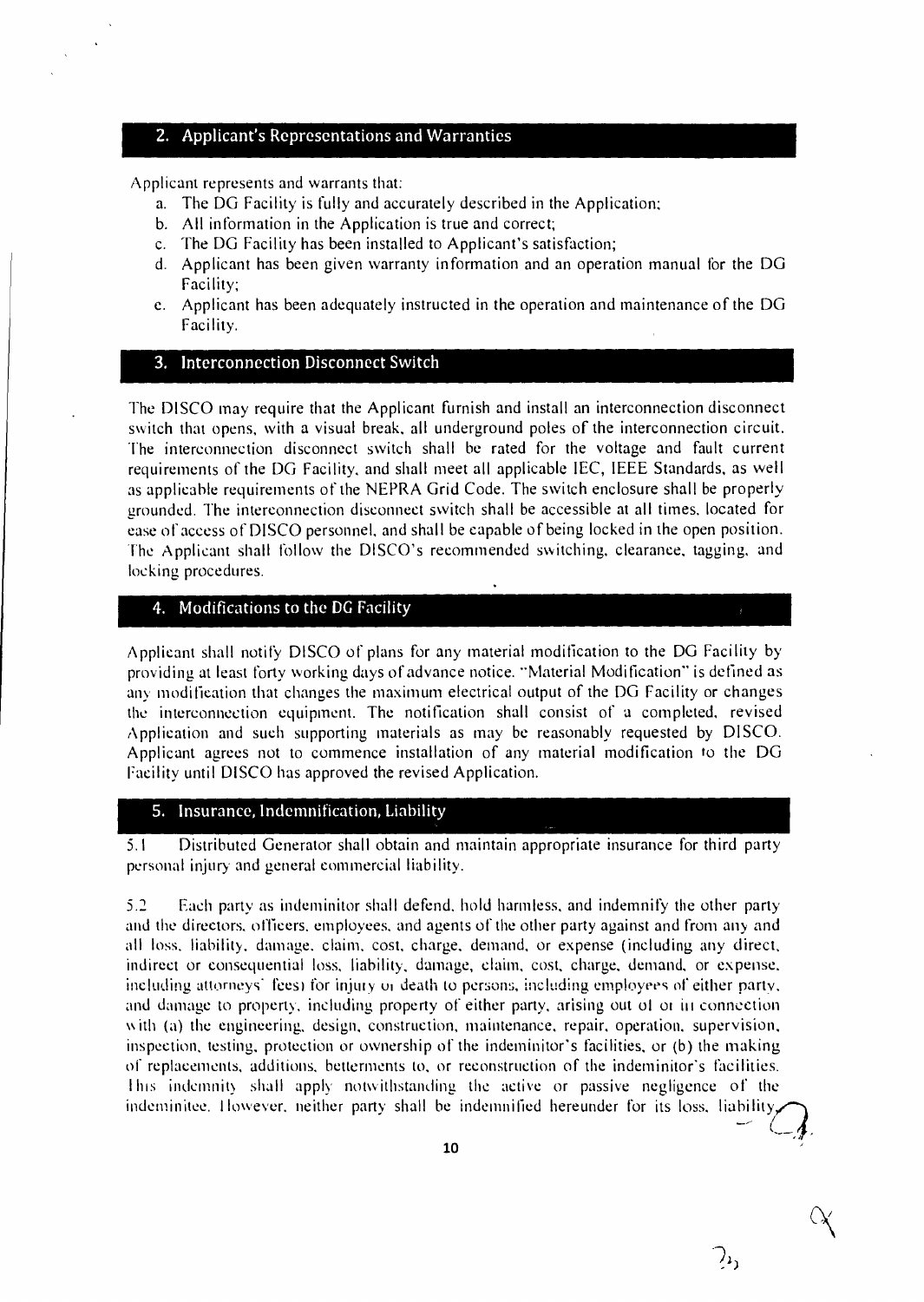## 2. Applicant's Representations and Warranties

Applicant represents and warrants that:

a. The DG Facility is fully and accurately described in the Application;
b. All information in the Application is true and correct;
c. The DG Facility has been installed to Applicant's satisfaction;
d. Applicant has been given warranty information and an operation manual for the DG Facility;
e. Applicant has been adequately instructed in the operation and maintenance of the DG Facility.

## 3. Interconnection Disconnect Switch

The DISCO may require that the Applicant furnish and install an interconnection disconnect switch that opens, with a visual break, all underground poles of the interconnection circuit. The interconnection disconnect switch shall be rated for the voltage and fault current requirements of the DG Facility, and shall meet all applicable IEC, IEEE Standards, as well as applicable requirements of the NEPRA Grid Code. The switch enclosure shall be properly grounded. The interconnection disconnect switch shall be accessible at all times, located for ease of access of DISCO personnel, and shall be capable of being locked in the open position. The Applicant shall follow the DISCO's recommended switching, clearance, tagging, and locking procedures.

## 4. Modifications to the DG Facility

Applicant shall notify DISCO of plans for any material modification to the DG Facility by providing at least forty working days of advance notice. "Material Modification" is defined as any modification that changes the maximum electrical output of the DG Facility or changes the interconnection equipment. The notification shall consist of a completed, revised Application and such supporting materials as may be reasonably requested by DISCO. Applicant agrees not to commence installation of any material modification to the DG Facility until DISCO has approved the revised Application.

## 5. Insurance, Indemnification, Liability

5.1 Distributed Generator shall obtain and maintain appropriate insurance for third party personal injury and general commercial liability.

5.2 Each party as indeminitor shall defend, hold harmless, and indemnify the other party and the directors, officers, employees, and agents of the other party against and from any and all loss, liability, damage, claim, cost, charge, demand, or expense (including any direct, indirect or consequential loss, liability, damage, claim, cost, charge, demand, or expense, including attorneys' fees) for injury or death to persons, including employees of either party, and damage to property, including property of either party, arising out of or in connection with (a) the engineering, design, construction, maintenance, repair, operation, supervision, inspection, testing, protection or ownership of the indeminitor's facilities, or (b) the making of replacements, additions, betterments to, or reconstruction of the indeminitor's facilities. This indemnity shall apply notwithstanding the active or passive negligence of the indeminitee. However, neither party shall be indemnified hereunder for its loss, liability,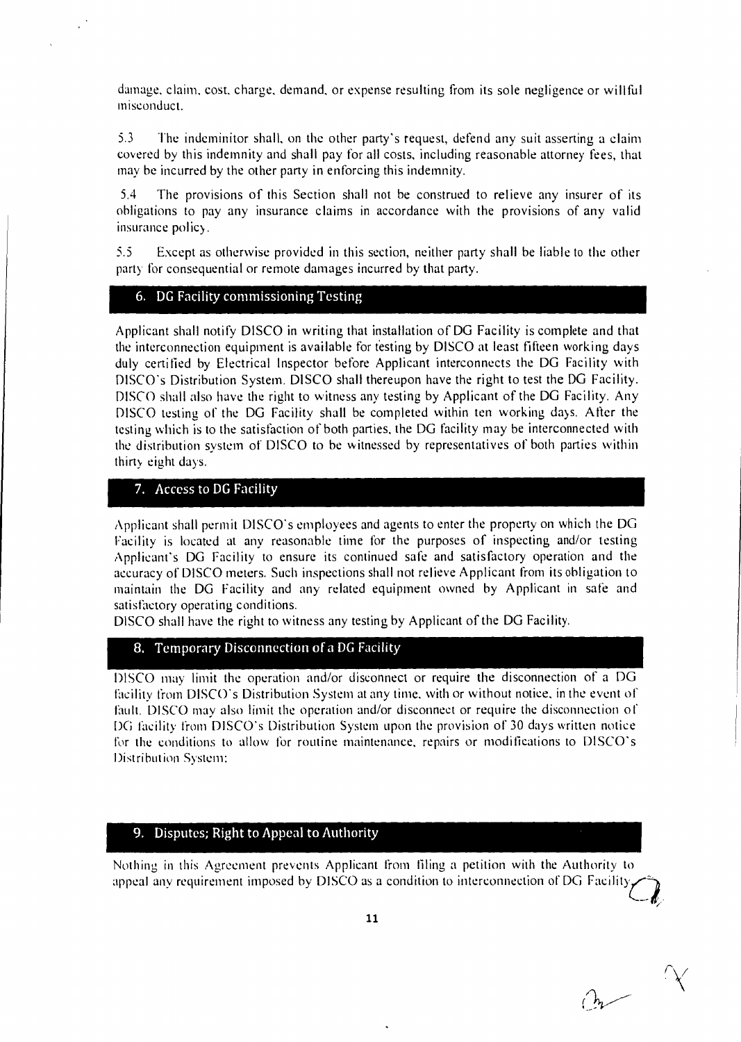damage, claim, cost, charge, demand, or expense resulting from its sole negligence or willful misconduct.

5.3 The indeminitor shall, on the other party's request, defend any suit asserting a claim covered by this indemnity and shall pay for all costs, including reasonable attorney fees, that may be incurred by the other party in enforcing this indemnity.

5.4 The provisions of this Section shall not be construed to relieve any insurer of its obligations to pay any insurance claims in accordance with the provisions of any valid insurance policy.

5.5 Except as otherwise provided in this section, neither party shall be liable to the other party for consequential or remote damages incurred by that party.

## 6. DG Facility commissioning Testing

Applicant shall notify DISCO in writing that installation of DG Facility is complete and that the interconnection equipment is available for testing by DISCO at least fifteen working days duly certified by Electrical Inspector before Applicant interconnects the DG Facility with DISCO's Distribution System. DISCO shall thereupon have the right to test the DG Facility. DISCO shall also have the right to witness any testing by Applicant of the DG Facility. Any DISCO testing of the DG Facility shall be completed within ten working days. After the testing which is to the satisfaction of both parties, the DG facility may be interconnected with the distribution system of DISCO to be witnessed by representatives of both parties within thirty eight days.

## 7. Access to DG Facility

Applicant shall permit DISCO's employees and agents to enter the property on which the DG Facility is located at any reasonable time for the purposes of inspecting and/or testing Applicant's DG Facility to ensure its continued safe and satisfactory operation and the accuracy of DISCO meters. Such inspections shall not relieve Applicant from its obligation to maintain the DG Facility and any related equipment owned by Applicant in safe and satisfactory operating conditions.

DISCO shall have the right to witness any testing by Applicant of the DG Facility.

## 8. Temporary Disconnection of a DG Facility

DISCO may limit the operation and/or disconnect or require the disconnection of a DG facility from DISCO's Distribution System at any time, with or without notice, in the event of fault. DISCO may also limit the operation and/or disconnect or require the disconnection of DG facility from DISCO's Distribution System upon the provision of 30 days written notice for the conditions to allow for routine maintenance, repairs or modifications to DISCO's Distribution System:

## 9. Disputes; Right to Appeal to Authority

Nothing in this Agreement prevents Applicant from filing a petition with the Authority to appeal any requirement imposed by DISCO as a condition to interconnection of DG Facility.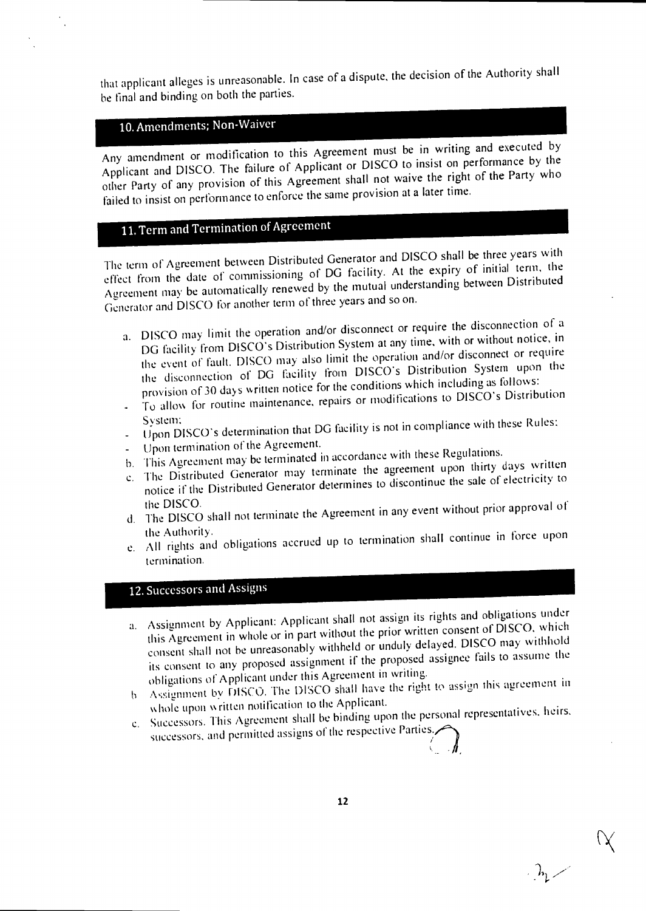that applicant alleges is unreasonable. In case of a dispute, the decision of the Authority shall be final and binding on both the parties.

## 10. Amendments; Non-Waiver

Any amendment or modification to this Agreement must be in writing and executed by Applicant and DISCO. The failure of Applicant or DISCO to insist on performance by the other Party of any provision of this Agreement shall not waive the right of the Party who failed to insist on performance to enforce the same provision at a later time.

## 11. Term and Termination of Agreement

The term of Agreement between Distributed Generator and DISCO shall be three years with effect from the date of commissioning of DG facility. At the expiry of initial term, the Agreement may be automatically renewed by the mutual understanding between Distributed Generator and DISCO for another term of three years and so on.

a. DISCO may limit the operation and/or disconnect or require the disconnection of a DG facility from DISCO's Distribution System at any time, with or without notice, in the event of fault. DISCO may also limit the operation and/or disconnect or require the disconnection of DG facility from DISCO's Distribution System upon the provision of 30 days written notice for the conditions which including as follows:
   - To allow for routine maintenance, repairs or modifications to DISCO's Distribution System;
   - Upon DISCO's determination that DG facility is not in compliance with these Rules;
   - Upon termination of the Agreement.

b. This Agreement may be terminated in accordance with these Regulations.

c. The Distributed Generator may terminate the agreement upon thirty days written notice if the Distributed Generator determines to discontinue the sale of electricity to the DISCO.

d. The DISCO shall not terminate the Agreement in any event without prior approval of the Authority.

e. All rights and obligations accrued up to termination shall continue in force upon termination.

## 12. Successors and Assigns

a. Assignment by Applicant: Applicant shall not assign its rights and obligations under this Agreement in whole or in part without the prior written consent of DISCO, which consent shall not be unreasonably withheld or unduly delayed. DISCO may withhold its consent to any proposed assignment if the proposed assignee fails to assume the obligations of Applicant under this Agreement in writing.

b. Assignment by DISCO. The DISCO shall have the right to assign this agreement in whole upon written notification to the Applicant.

c. Successors. This Agreement shall be binding upon the personal representatives, heirs, successors, and permitted assigns of the respective Parties.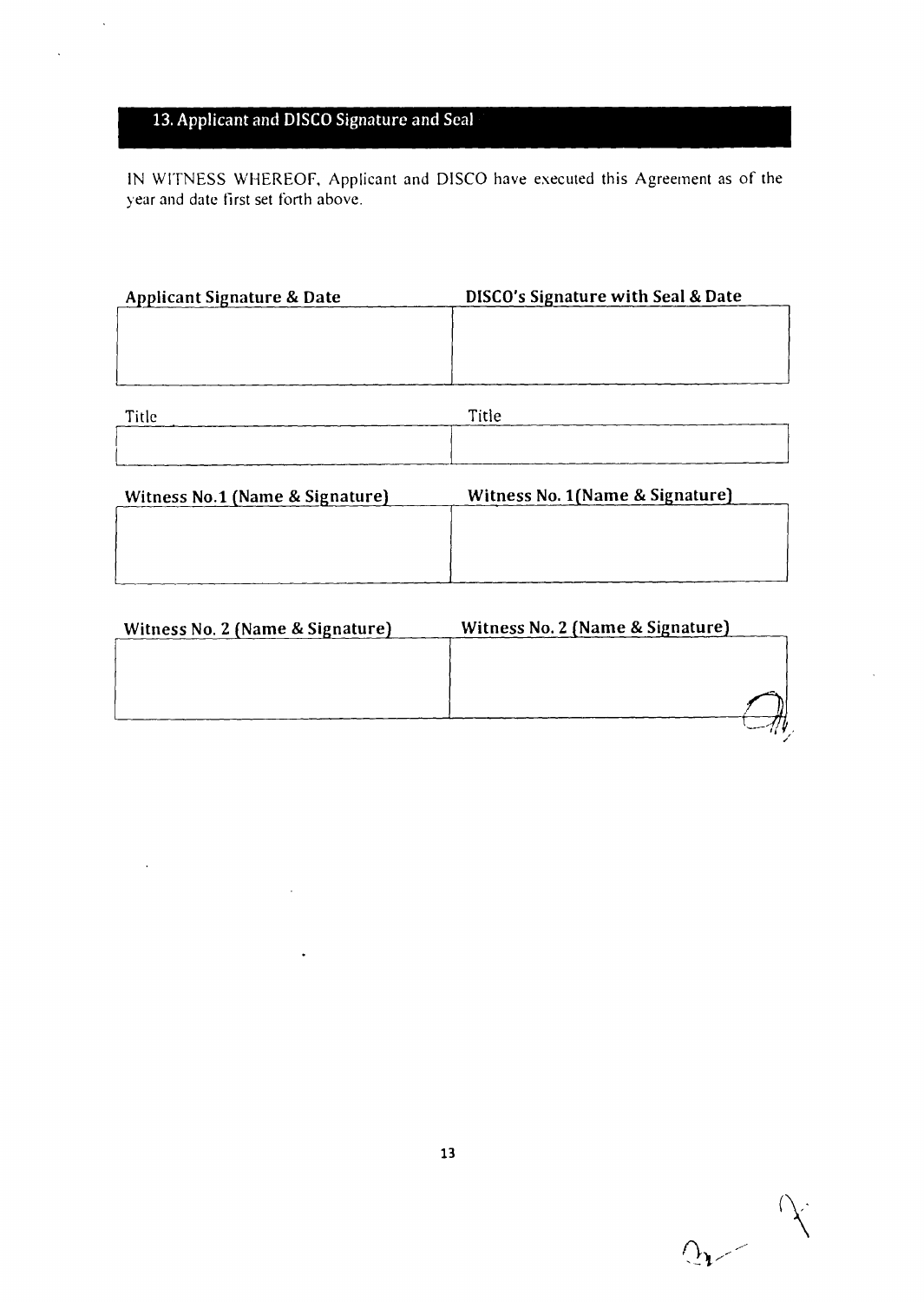## 13. Applicant and DISCO Signature and Seal

IN WITNESS WHEREOF, Applicant and DISCO have executed this Agreement as of the year and date first set forth above.

| **Applicant Signature & Date** | **DISCO's Signature with Seal & Date** |
| --- | --- |
| | |

| Title | Title |
| --- | --- |
| | |

| **Witness No.1 (Name & Signature)** | **Witness No. 1(Name & Signature)** |
| --- | --- |
| | |

| **Witness No. 2 (Name & Signature)** | **Witness No. 2 (Name & Signature)** |
| --- | --- |
| | |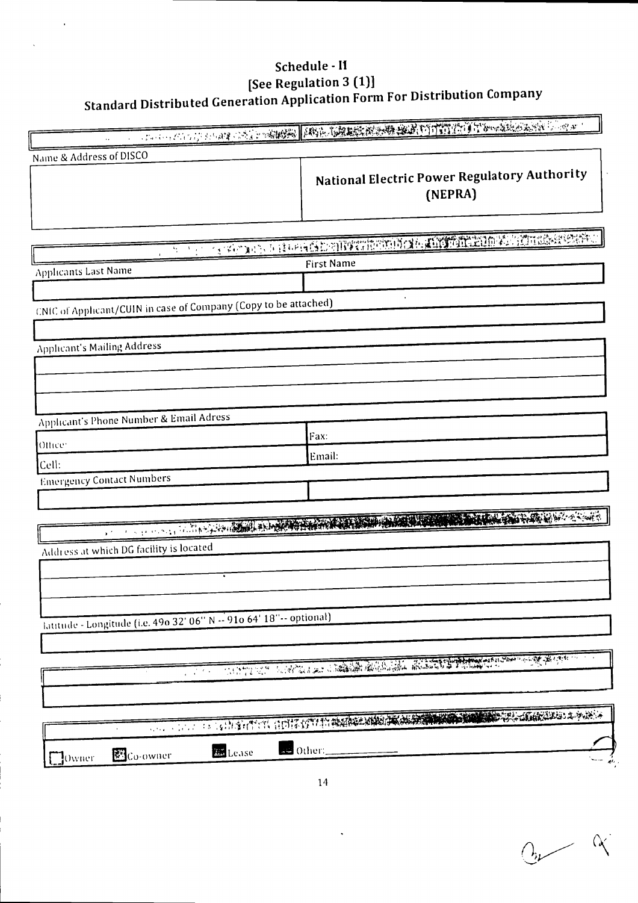# Schedule - II

## [See Regulation 3 (1)]

## Standard Distributed Generation Application Form For Distribution Company

| Name & Address of DISCO | |
|---|---|
| | **National Electric Power Regulatory Authority (NEPRA)** |

| Applicants Last Name | First Name |
|---|---|
| | |

CNIC of Applicant/CUIN in case of Company (Copy to be attached)

Applicant's Mailing Address

Applicant's Phone Number & Email Adress

| | |
|---|---|
| Office: | Fax: |
| Cell: | Email: |

Emergency Contact Numbers

| | |
|---|---|
| | |

Address at which DG facility is located

latitude - Longitude (i.e. 49o 32' 06" N -- 91o 64' 18"-- optional)

☐ Owner ☐ Co-owner ☐ Lease ☐ Other:__________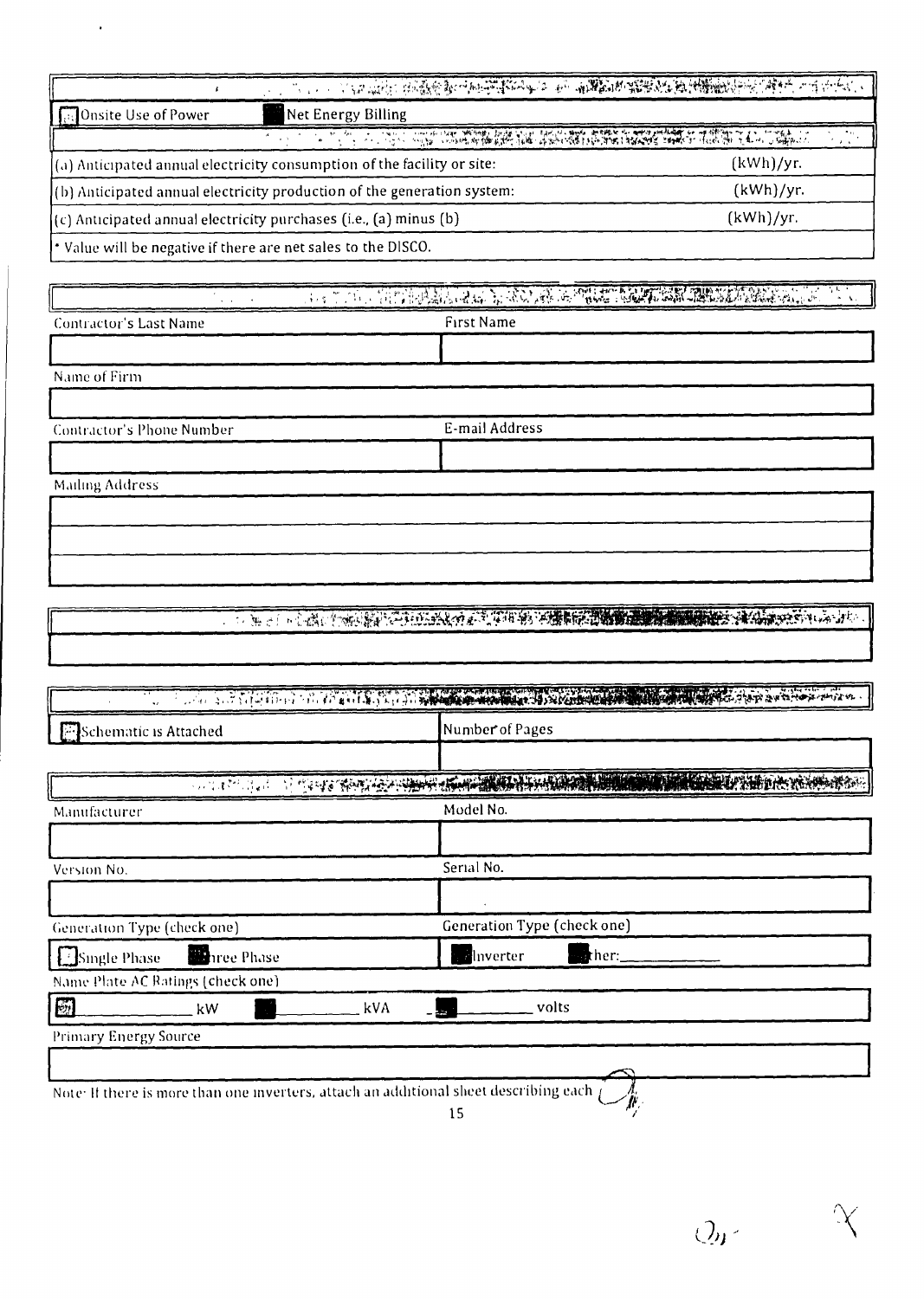- [ ] Onsite Use of Power
- [x] Net Energy Billing

| | |
|---|---|
| (a) Anticipated annual electricity consumption of the facility or site: | (kWh)/yr. |
| (b) Anticipated annual electricity production of the generation system: | (kWh)/yr. |
| (c) Anticipated annual electricity purchases (i.e., (a) minus (b) | (kWh)/yr. |

* Value will be negative if there are net sales to the DISCO.

| Contractor's Last Name | First Name |
|---|---|
| | |

Name of Firm

| Contractor's Phone Number | E-mail Address |
|---|---|
| | |

Mailing Address

- [ ] Schematic is Attached

Number of Pages

| Manufacturer | Model No. |
|---|---|
| | |
| **Version No.** | **Serial No.** |
| | |

Generation Type (check one)

- [ ] Single Phase
- [x] Three Phase

Generation Type (check one)

- [x] Inverter
- [x] Other: ___________

Name Plate AC Ratings (check one)

- [ ] ___________ kW
- [x] ___________ kVA
- [x] ___________ volts

Primary Energy Source

Note: If there is more than one inverters, attach an additional sheet describing each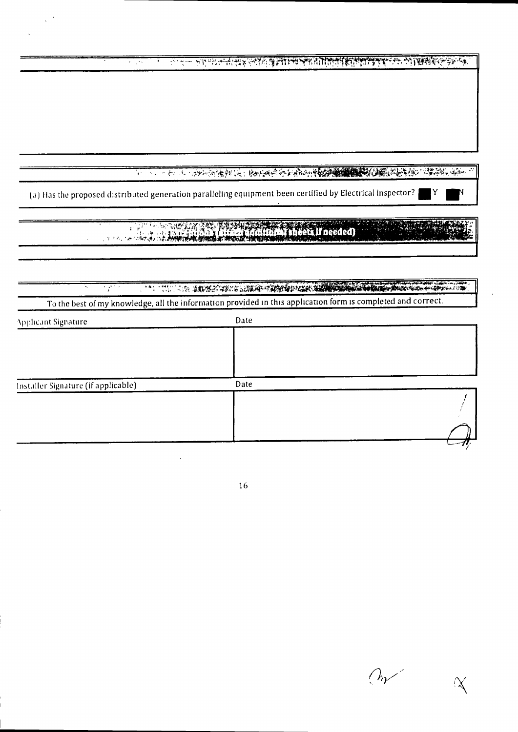(a) Has the proposed distributed generation paralleling equipment been certified by Electrical inspector? Y N

**(attach additional sheets if needed)**

To the best of my knowledge, all the information provided in this application form is completed and correct.

| Applicant Signature | Date |
| --- | --- |
| | |

| Installer Signature (if applicable) | Date |
| --- | --- |
| | |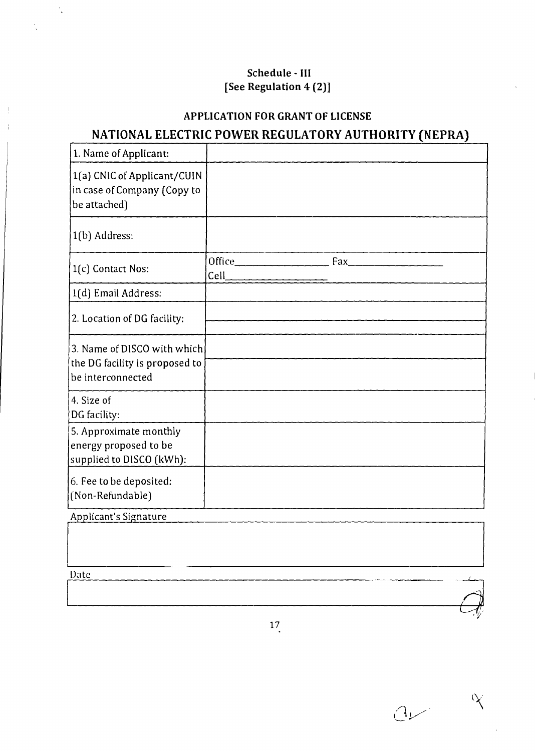**Schedule - III**
**[See Regulation 4 (2)]**

**APPLICATION FOR GRANT OF LICENSE**

## NATIONAL ELECTRIC POWER REGULATORY AUTHORITY (NEPRA)

| | |
|---|---|
| 1. Name of Applicant: | |
| 1(a) CNIC of Applicant/CUIN in case of Company (Copy to be attached) | |
| 1(b) Address: | |
| 1(c) Contact Nos: | Office\_\_\_\_\_\_\_\_\_\_ Fax\_\_\_\_\_\_\_\_\_\_ Cell\_\_\_\_\_\_\_\_\_\_ |
| 1(d) Email Address: | |
| 2. Location of DG facility: | |
| 3. Name of DISCO with which the DG facility is proposed to be interconnected | |
| 4. Size of DG facility: | |
| 5. Approximate monthly energy proposed to be supplied to DISCO (kWh): | |
| 6. Fee to be deposited: (Non-Refundable) | |

Applicant's Signature

| |
|---|
| |

Date

| |
|---|
| |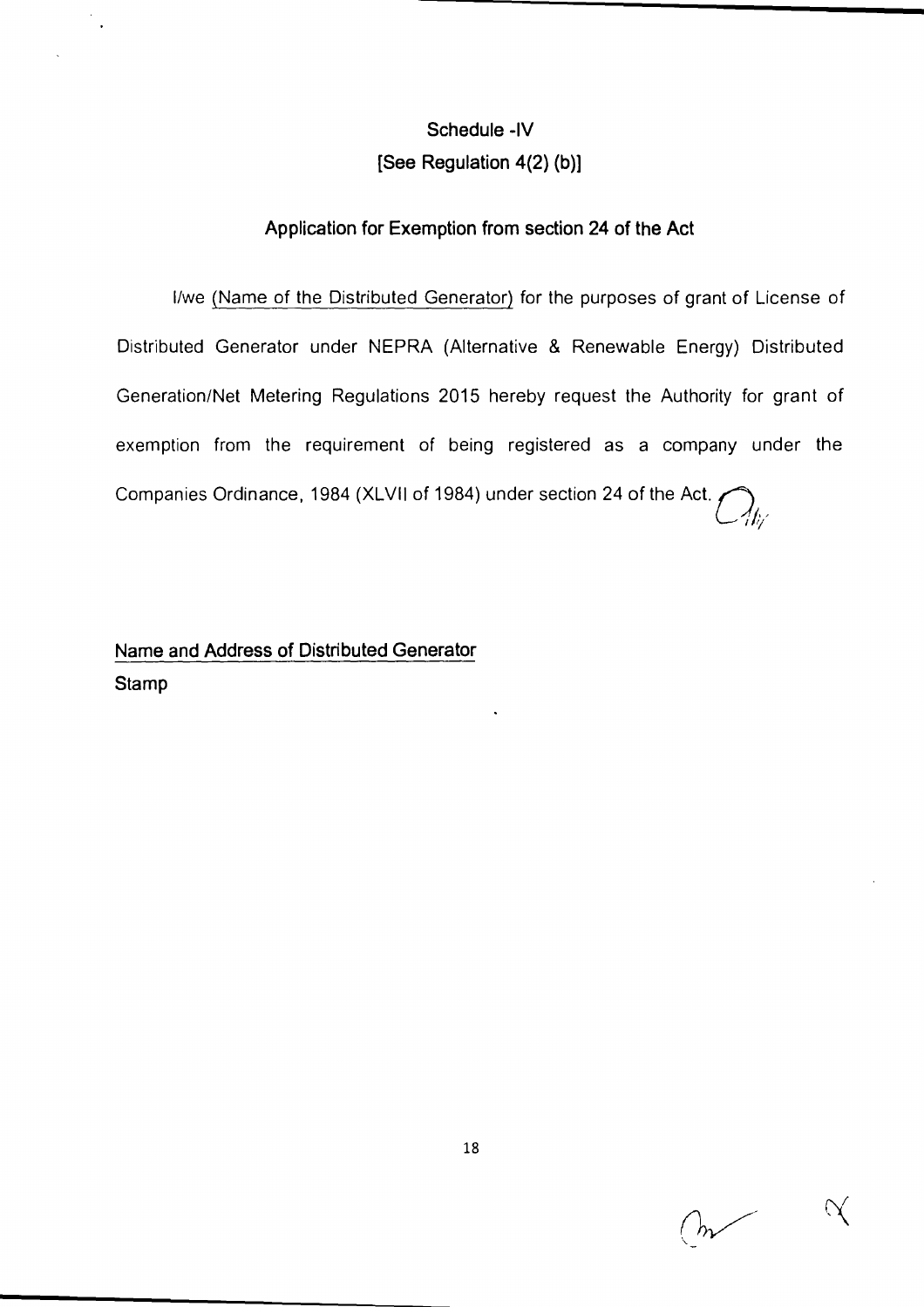## Schedule -IV
## [See Regulation 4(2) (b)]

### Application for Exemption from section 24 of the Act

I/we (Name of the Distributed Generator) for the purposes of grant of License of Distributed Generator under NEPRA (Alternative & Renewable Energy) Distributed Generation/Net Metering Regulations 2015 hereby request the Authority for grant of exemption from the requirement of being registered as a company under the Companies Ordinance, 1984 (XLVII of 1984) under section 24 of the Act.

Name and Address of Distributed Generator

Stamp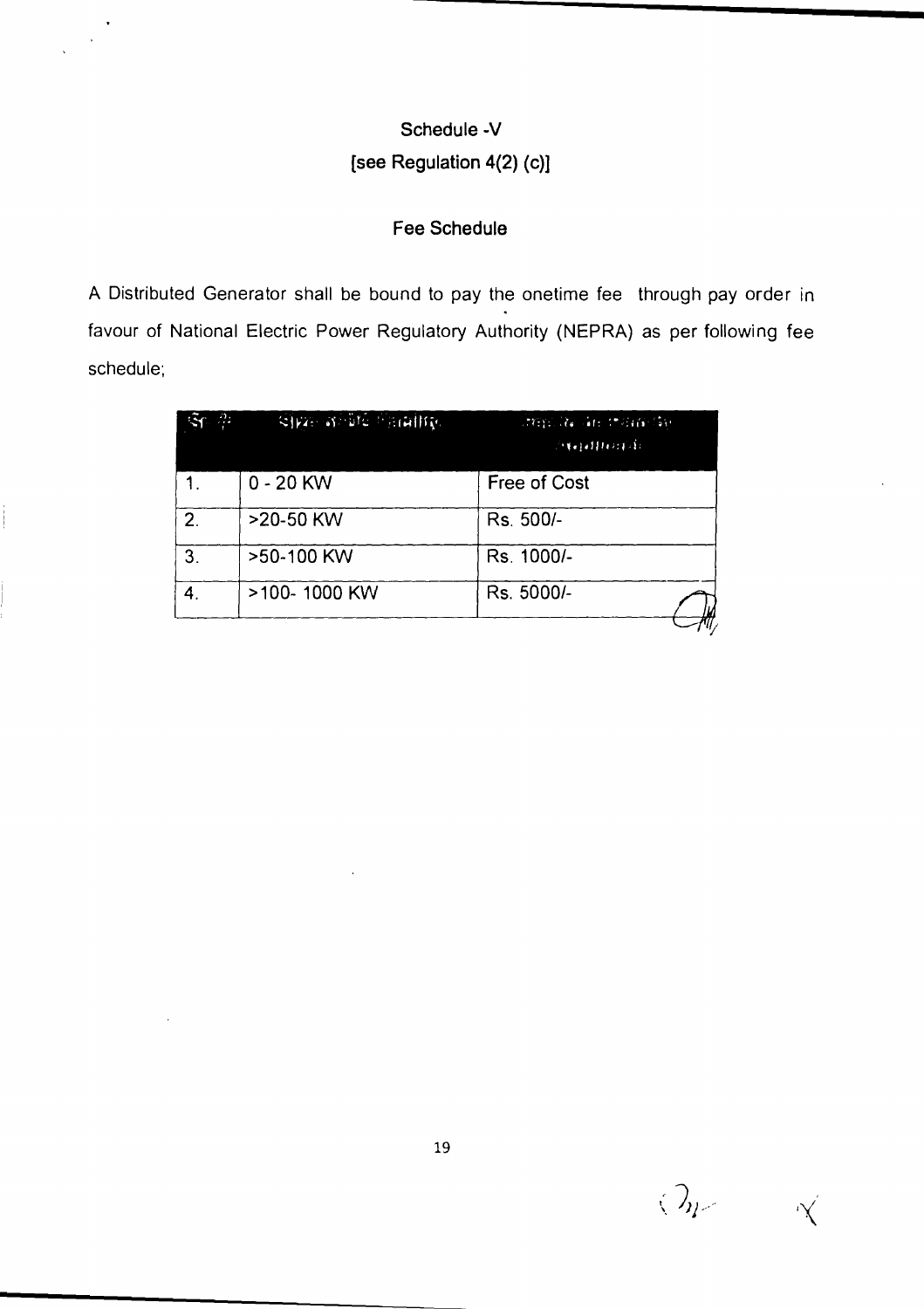## Schedule -V
## [see Regulation 4(2) (c)]

### Fee Schedule

A Distributed Generator shall be bound to pay the onetime fee through pay order in favour of National Electric Power Regulatory Authority (NEPRA) as per following fee schedule;

| Sr. # | Size of DG Facility | Fee to be paid for Application |
|---|---|---|
| 1. | 0 - 20 KW | Free of Cost |
| 2. | >20-50 KW | Rs. 500/- |
| 3. | >50-100 KW | Rs. 1000/- |
| 4. | >100- 1000 KW | Rs. 5000/- |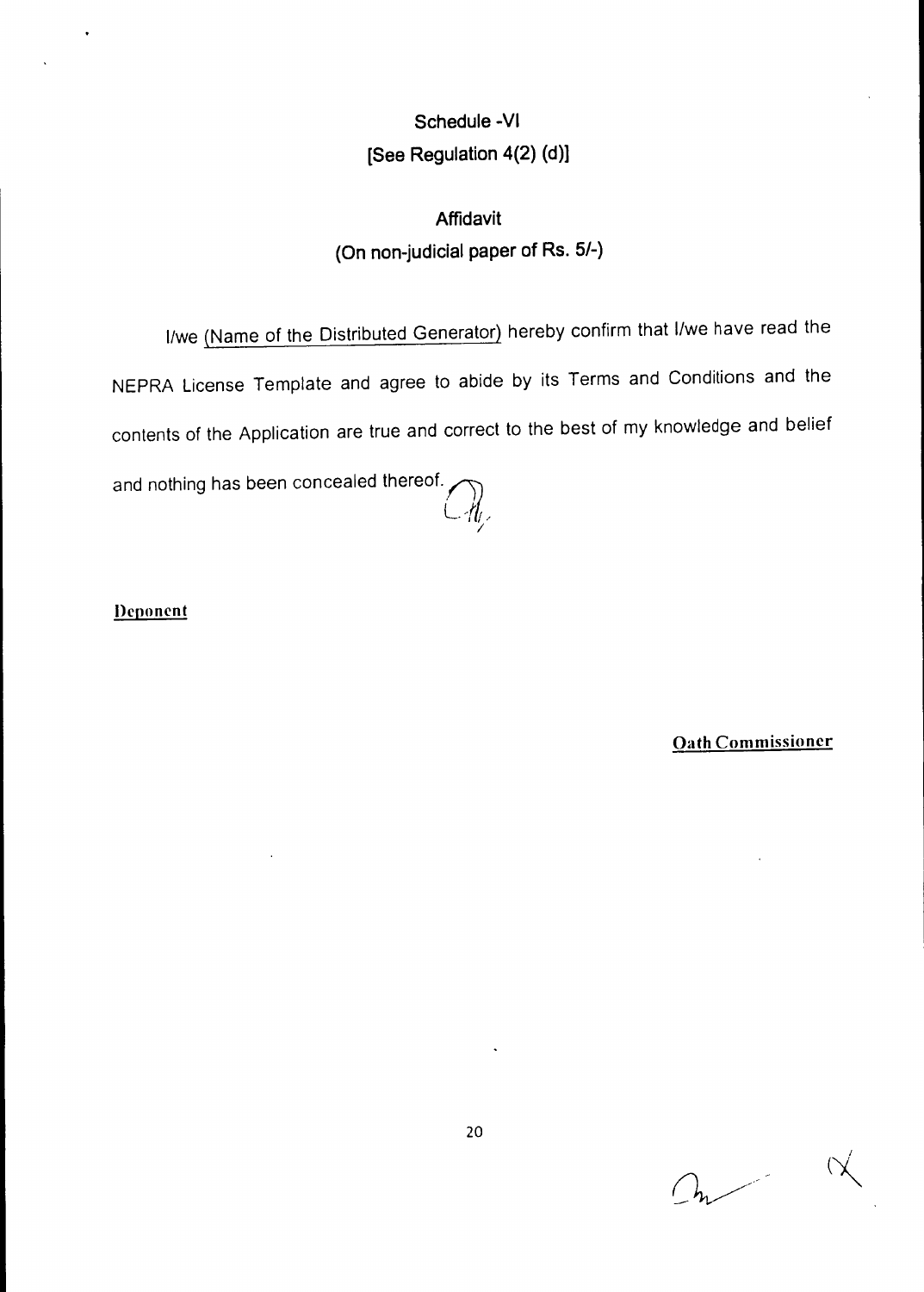# Schedule -VI
[See Regulation 4(2) (d)]

## Affidavit
(On non-judicial paper of Rs. 5/-)

I/we (Name of the Distributed Generator) hereby confirm that I/we have read the NEPRA License Template and agree to abide by its Terms and Conditions and the contents of the Application are true and correct to the best of my knowledge and belief and nothing has been concealed thereof.

**Deponent**

**Oath Commissioner**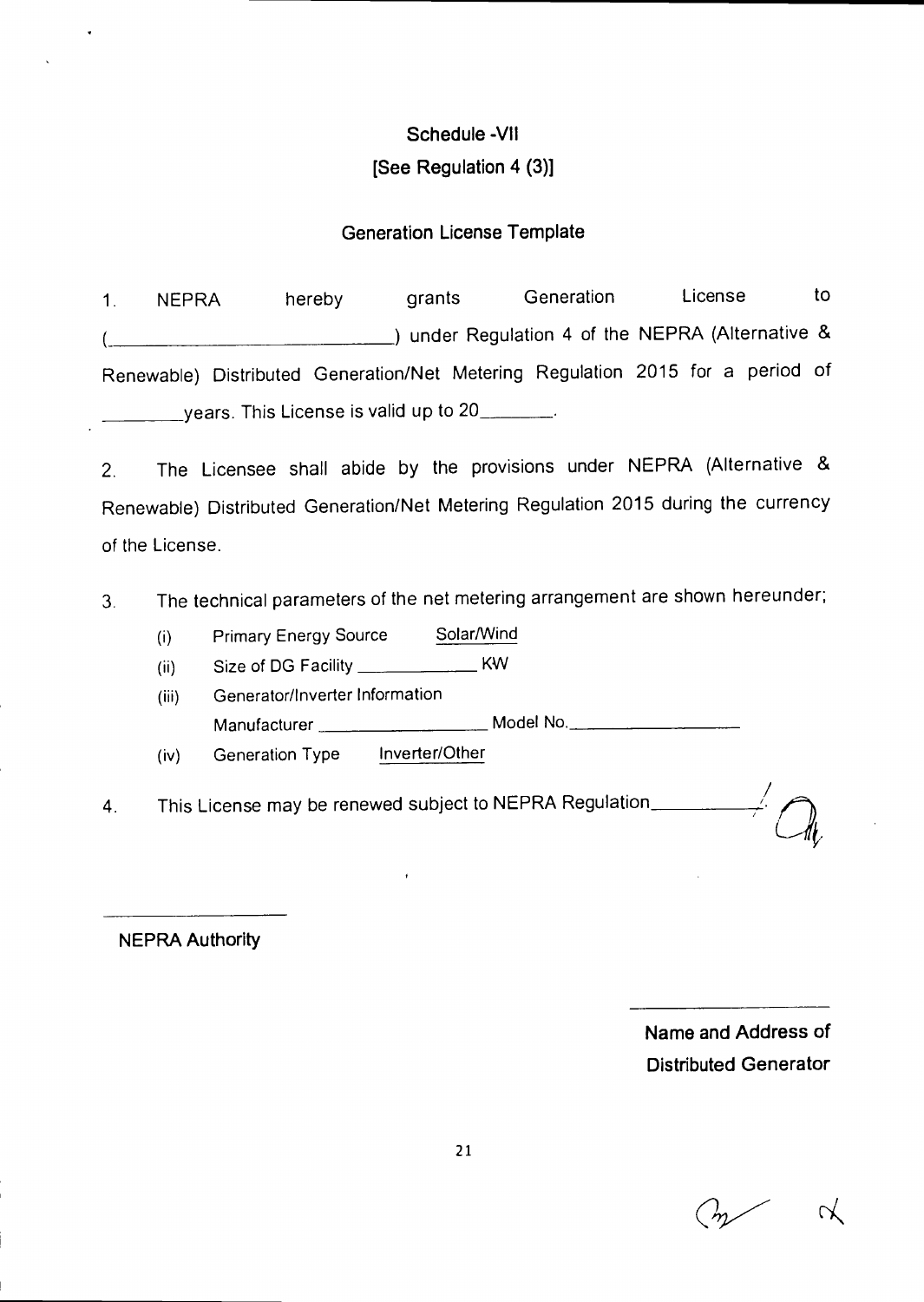## Schedule -VII

## [See Regulation 4 (3)]

### Generation License Template

1. NEPRA hereby grants Generation License to (\_\_\_\_\_\_\_\_\_\_\_\_\_\_\_\_\_\_\_\_\_\_\_\_\_\_\_\_\_\_) under Regulation 4 of the NEPRA (Alternative & Renewable) Distributed Generation/Net Metering Regulation 2015 for a period of \_\_\_\_\_\_\_\_\_years. This License is valid up to 20\_\_\_\_\_\_\_\_.

2. The Licensee shall abide by the provisions under NEPRA (Alternative & Renewable) Distributed Generation/Net Metering Regulation 2015 during the currency of the License.

3. The technical parameters of the net metering arrangement are shown hereunder;

   (i) Primary Energy Source <u>Solar/Wind</u>

   (ii) Size of DG Facility \_\_\_\_\_\_\_\_\_\_\_\_\_\_ KW

   (iii) Generator/Inverter Information
   Manufacturer \_\_\_\_\_\_\_\_\_\_\_\_\_\_\_\_\_\_\_\_ Model No.\_\_\_\_\_\_\_\_\_\_\_\_\_\_\_\_\_\_\_\_

   (iv) Generation Type <u>Inverter/Other</u>

4. This License may be renewed subject to NEPRA Regulation\_\_\_\_\_\_\_\_\_\_\_\_.

\_\_\_\_\_\_\_\_\_\_\_\_\_\_\_\_\_\_\_\_

**NEPRA Authority**

\_\_\_\_\_\_\_\_\_\_\_\_\_\_\_\_\_\_\_\_

**Name and Address of Distributed Generator**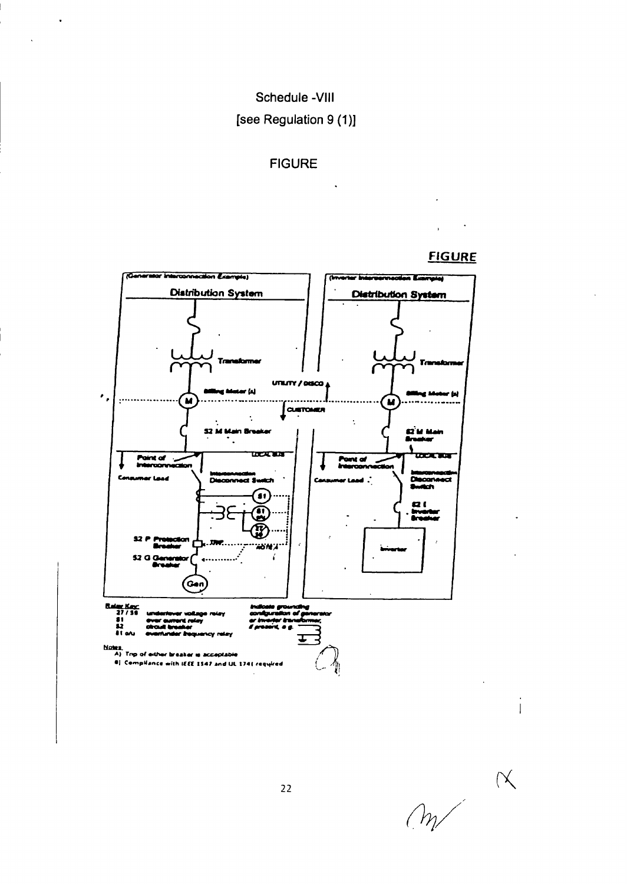# Schedule -VIII

## [see Regulation 9 (1)]

## FIGURE

FIGURE

(Generator Interconnection Example)

Distribution System

Transformer

UTILITY / DISCO

Billing Meter (s)

M

CUSTOMER

52 M Main Breaker

Point of Interconnection

LOCAL BUS

Consumer Load

Interconnection Disconnect Switch

51

81 o/u

27 59

52 P Protection Breaker

Trip

NOTE A

52 G Generator Breaker

Gen

(Inverter Interconnection Example)

Distribution System

Transformer

Billing Meter (s)

M

52 M Main Breaker

LOCAL BUS

Point of Interconnection

Consumer Load

Interconnection Disconnect Switch

52 I Inverter Breaker

Inverter

Relay Key:

27 / 59 under/over voltage relay

51 over current relay

52 circuit breaker

81 o/u over/under frequency relay

Indicate grounding configuration of generator or inverter transformer, if present, e.g.

Notes:

A) Trip of either breaker is acceptable

B) Compliance with IEEE 1547 and UL 1741 required